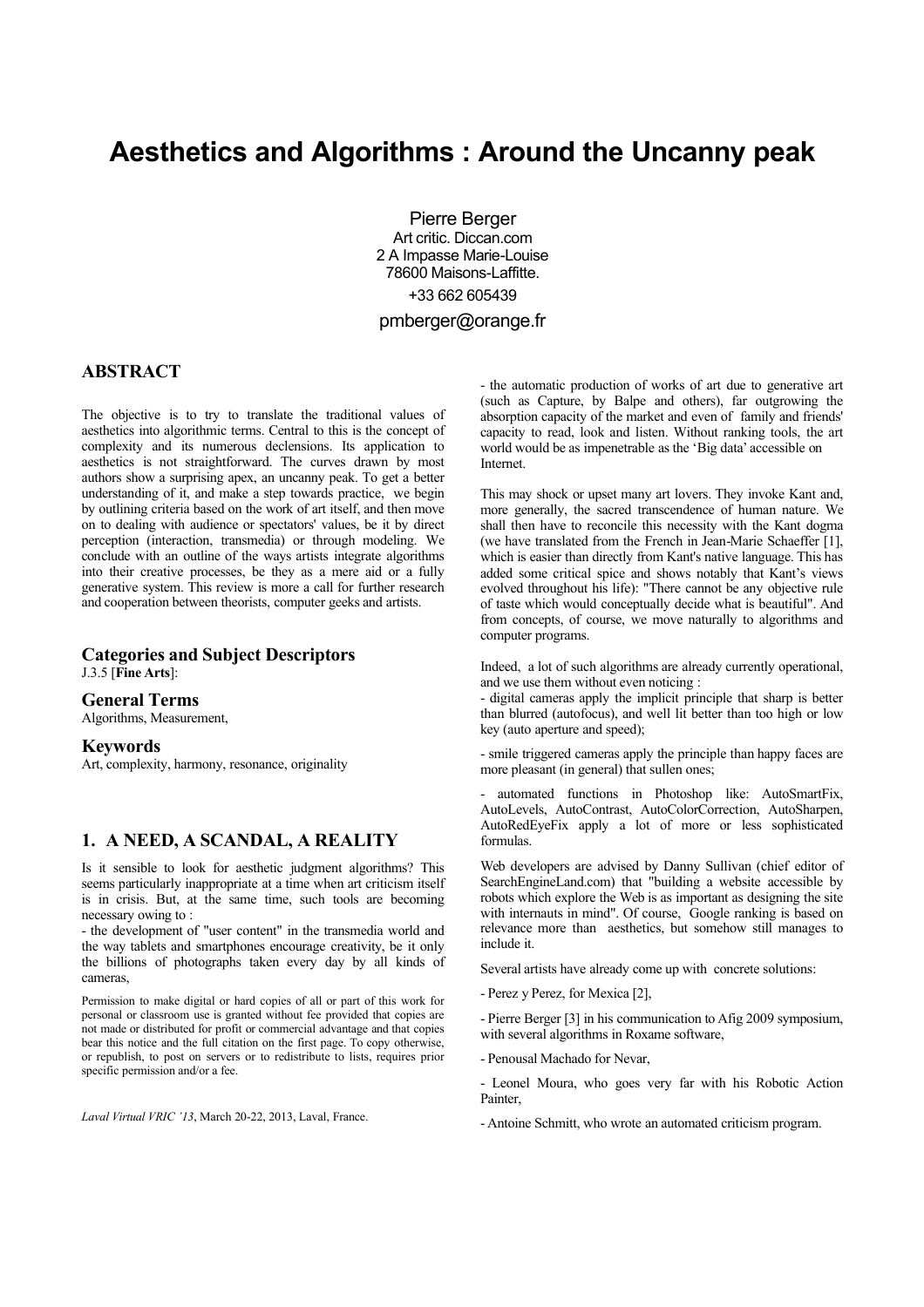# Aesthetics and Algorithms : Around the Uncanny peak

Pierre Berger
Art critic. Diccan.com
2 A Impasse Marie-Louise
78600 Maisons-Laffitte.
+33 662 605439
pmberger@orange.fr

## ABSTRACT

The objective is to try to translate the traditional values of aesthetics into algorithmic terms. Central to this is the concept of complexity and its numerous declensions. Its application to aesthetics is not straightforward. The curves drawn by most authors show a surprising apex, an uncanny peak. To get a better understanding of it, and make a step towards practice, we begin by outlining criteria based on the work of art itself, and then move on to dealing with audience or spectators' values, be it by direct perception (interaction, transmedia) or through modeling. We conclude with an outline of the ways artists integrate algorithms into their creative processes, be they as a mere aid or a fully generative system. This review is more a call for further research and cooperation between theorists, computer geeks and artists.

### Categories and Subject Descriptors

J.3.5 [**Fine Arts**]:

### General Terms

Algorithms, Measurement,

### Keywords

Art, complexity, harmony, resonance, originality

## 1. A NEED, A SCANDAL, A REALITY

Is it sensible to look for aesthetic judgment algorithms? This seems particularly inappropriate at a time when art criticism itself is in crisis. But, at the same time, such tools are becoming necessary owing to :

- the development of "user content" in the transmedia world and the way tablets and smartphones encourage creativity, be it only the billions of photographs taken every day by all kinds of cameras,

Permission to make digital or hard copies of all or part of this work for personal or classroom use is granted without fee provided that copies are not made or distributed for profit or commercial advantage and that copies bear this notice and the full citation on the first page. To copy otherwise, or republish, to post on servers or to redistribute to lists, requires prior specific permission and/or a fee.

*Laval Virtual VRIC '13*, March 20-22, 2013, Laval, France.

- the automatic production of works of art due to generative art (such as Capture, by Balpe and others), far outgrowing the absorption capacity of the market and even of family and friends' capacity to read, look and listen. Without ranking tools, the art world would be as impenetrable as the 'Big data' accessible on Internet.

This may shock or upset many art lovers. They invoke Kant and, more generally, the sacred transcendence of human nature. We shall then have to reconcile this necessity with the Kant dogma (we have translated from the French in Jean-Marie Schaeffer [1], which is easier than directly from Kant's native language. This has added some critical spice and shows notably that Kant's views evolved throughout his life): "There cannot be any objective rule of taste which would conceptually decide what is beautiful". And from concepts, of course, we move naturally to algorithms and computer programs.

Indeed, a lot of such algorithms are already currently operational, and we use them without even noticing :

- digital cameras apply the implicit principle that sharp is better than blurred (autofocus), and well lit better than too high or low key (auto aperture and speed);

- smile triggered cameras apply the principle than happy faces are more pleasant (in general) that sullen ones;

- automated functions in Photoshop like: AutoSmartFix, AutoLevels, AutoContrast, AutoColorCorrection, AutoSharpen, AutoRedEyeFix apply a lot of more or less sophisticated formulas.

Web developers are advised by Danny Sullivan (chief editor of SearchEngineLand.com) that "building a website accessible by robots which explore the Web is as important as designing the site with internauts in mind". Of course, Google ranking is based on relevance more than aesthetics, but somehow still manages to include it.

Several artists have already come up with concrete solutions:

- Perez y Perez, for Mexica [2],

- Pierre Berger [3] in his communication to Afig 2009 symposium, with several algorithms in Roxame software,

- Penousal Machado for Nevar,

- Leonel Moura, who goes very far with his Robotic Action Painter,

- Antoine Schmitt, who wrote an automated criticism program.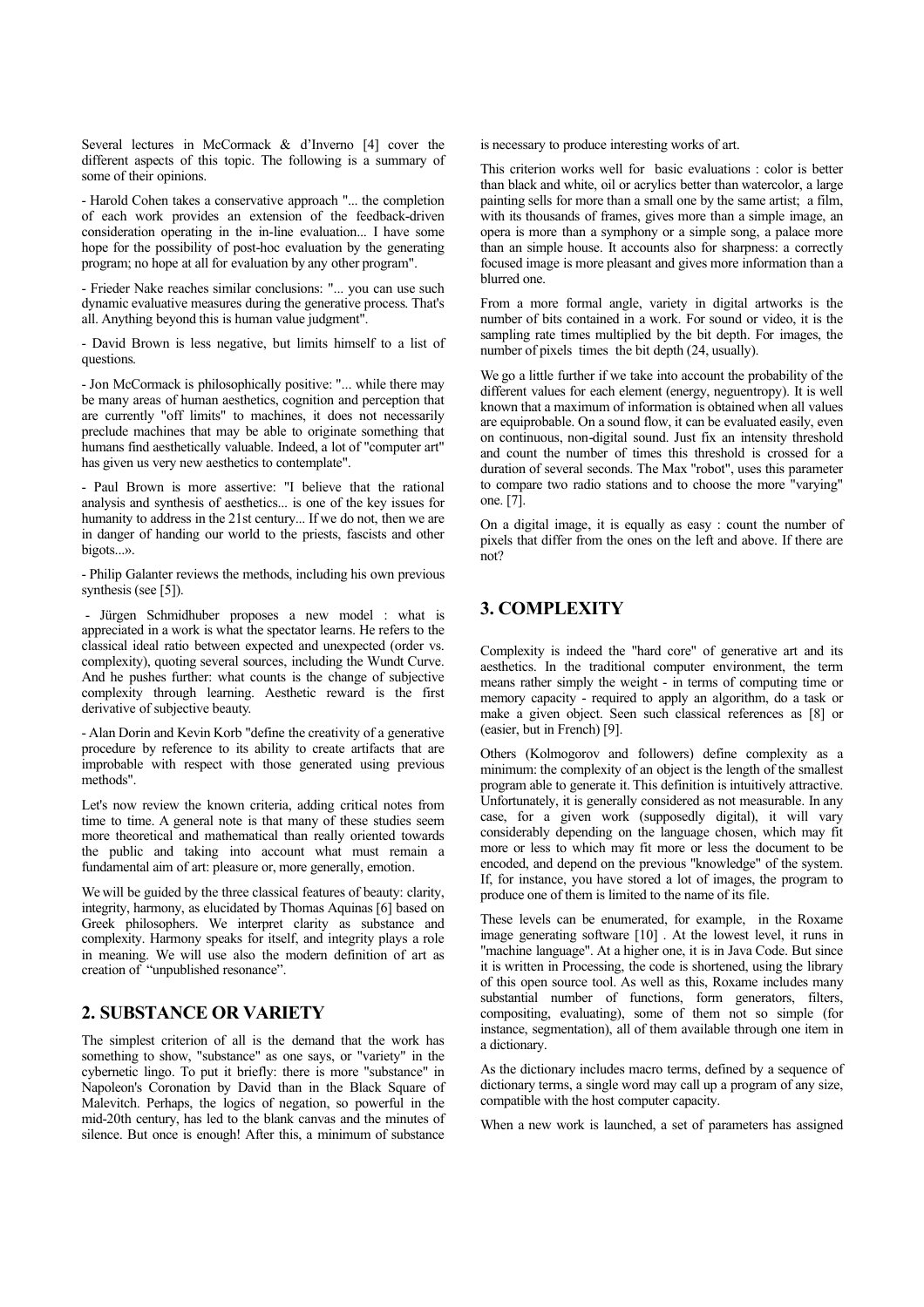Several lectures in McCormack & d'Inverno [4] cover the different aspects of this topic. The following is a summary of some of their opinions.

- Harold Cohen takes a conservative approach "... the completion of each work provides an extension of the feedback-driven consideration operating in the in-line evaluation... I have some hope for the possibility of post-hoc evaluation by the generating program; no hope at all for evaluation by any other program".

- Frieder Nake reaches similar conclusions: "... you can use such dynamic evaluative measures during the generative process. That's all. Anything beyond this is human value judgment".

- David Brown is less negative, but limits himself to a list of questions.

- Jon McCormack is philosophically positive: "... while there may be many areas of human aesthetics, cognition and perception that are currently "off limits" to machines, it does not necessarily preclude machines that may be able to originate something that humans find aesthetically valuable. Indeed, a lot of "computer art" has given us very new aesthetics to contemplate".

- Paul Brown is more assertive: "I believe that the rational analysis and synthesis of aesthetics... is one of the key issues for humanity to address in the 21st century... If we do not, then we are in danger of handing our world to the priests, fascists and other bigots...».

- Philip Galanter reviews the methods, including his own previous synthesis (see [5]).

- Jürgen Schmidhuber proposes a new model : what is appreciated in a work is what the spectator learns. He refers to the classical ideal ratio between expected and unexpected (order vs. complexity), quoting several sources, including the Wundt Curve. And he pushes further: what counts is the change of subjective complexity through learning. Aesthetic reward is the first derivative of subjective beauty.

- Alan Dorin and Kevin Korb "define the creativity of a generative procedure by reference to its ability to create artifacts that are improbable with respect with those generated using previous methods".

Let's now review the known criteria, adding critical notes from time to time. A general note is that many of these studies seem more theoretical and mathematical than really oriented towards the public and taking into account what must remain a fundamental aim of art: pleasure or, more generally, emotion.

We will be guided by the three classical features of beauty: clarity, integrity, harmony, as elucidated by Thomas Aquinas [6] based on Greek philosophers. We interpret clarity as substance and complexity. Harmony speaks for itself, and integrity plays a role in meaning. We will use also the modern definition of art as creation of "unpublished resonance".

## 2. SUBSTANCE OR VARIETY

The simplest criterion of all is the demand that the work has something to show, "substance" as one says, or "variety" in the cybernetic lingo. To put it briefly: there is more "substance" in Napoleon's Coronation by David than in the Black Square of Malevitch. Perhaps, the logics of negation, so powerful in the mid-20th century, has led to the blank canvas and the minutes of silence. But once is enough! After this, a minimum of substance is necessary to produce interesting works of art.

This criterion works well for basic evaluations : color is better than black and white, oil or acrylics better than watercolor, a large painting sells for more than a small one by the same artist; a film, with its thousands of frames, gives more than a simple image, an opera is more than a symphony or a simple song, a palace more than an simple house. It accounts also for sharpness: a correctly focused image is more pleasant and gives more information than a blurred one.

From a more formal angle, variety in digital artworks is the number of bits contained in a work. For sound or video, it is the sampling rate times multiplied by the bit depth. For images, the number of pixels times the bit depth (24, usually).

We go a little further if we take into account the probability of the different values for each element (energy, neguentropy). It is well known that a maximum of information is obtained when all values are equiprobable. On a sound flow, it can be evaluated easily, even on continuous, non-digital sound. Just fix an intensity threshold and count the number of times this threshold is crossed for a duration of several seconds. The Max "robot", uses this parameter to compare two radio stations and to choose the more "varying" one. [7].

On a digital image, it is equally as easy : count the number of pixels that differ from the ones on the left and above. If there are not?

## 3. COMPLEXITY

Complexity is indeed the "hard core" of generative art and its aesthetics. In the traditional computer environment, the term means rather simply the weight - in terms of computing time or memory capacity - required to apply an algorithm, do a task or make a given object. Seen such classical references as [8] or (easier, but in French) [9].

Others (Kolmogorov and followers) define complexity as a minimum: the complexity of an object is the length of the smallest program able to generate it. This definition is intuitively attractive. Unfortunately, it is generally considered as not measurable. In any case, for a given work (supposedly digital), it will vary considerably depending on the language chosen, which may fit more or less to which may fit more or less the document to be encoded, and depend on the previous "knowledge" of the system. If, for instance, you have stored a lot of images, the program to produce one of them is limited to the name of its file.

These levels can be enumerated, for example, in the Roxame image generating software [10] . At the lowest level, it runs in "machine language". At a higher one, it is in Java Code. But since it is written in Processing, the code is shortened, using the library of this open source tool. As well as this, Roxame includes many substantial number of functions, form generators, filters, compositing, evaluating), some of them not so simple (for instance, segmentation), all of them available through one item in a dictionary.

As the dictionary includes macro terms, defined by a sequence of dictionary terms, a single word may call up a program of any size, compatible with the host computer capacity.

When a new work is launched, a set of parameters has assigned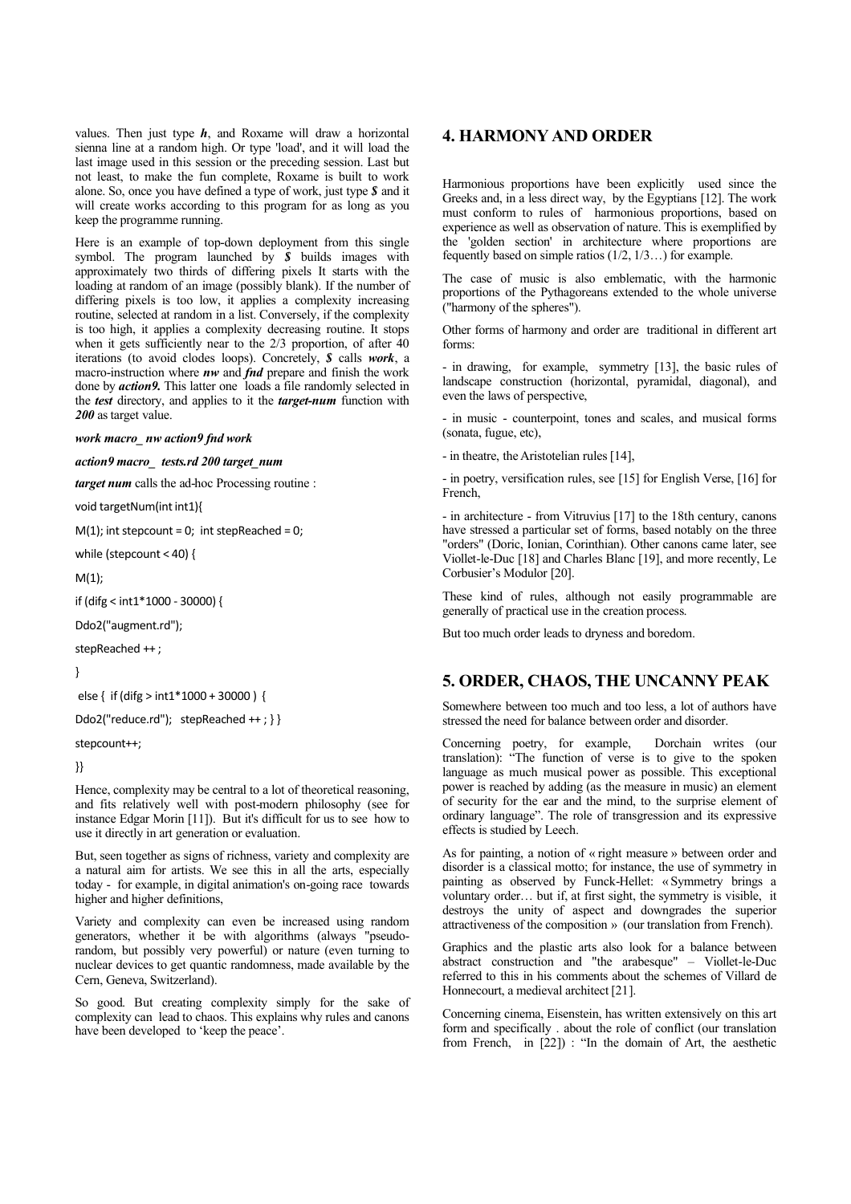values. Then just type ***h***, and Roxame will draw a horizontal sienna line at a random high. Or type 'load', and it will load the last image used in this session or the preceding session. Last but not least, to make the fun complete, Roxame is built to work alone. So, once you have defined a type of work, just type ***$*** and it will create works according to this program for as long as you keep the programme running.

Here is an example of top-down deployment from this single symbol. The program launched by ***$*** builds images with approximately two thirds of differing pixels It starts with the loading at random of an image (possibly blank). If the number of differing pixels is too low, it applies a complexity increasing routine, selected at random in a list. Conversely, if the complexity is too high, it applies a complexity decreasing routine. It stops when it gets sufficiently near to the 2/3 proportion, of after 40 iterations (to avoid clodes loops). Concretely, ***$*** calls ***work***, a macro-instruction where ***nw*** and ***fnd*** prepare and finish the work done by ***action9.*** This latter one loads a file randomly selected in the ***test*** directory, and applies to it the ***target-num*** function with ***200*** as target value.

***work macro_ nw action9 fnd work***

***action9 macro_ tests.rd 200 target_num***

***target num*** calls the ad-hoc Processing routine :

```
void targetNum(int int1){

M(1); int stepcount = 0;  int stepReached = 0;

while (stepcount < 40) {

M(1);

if (difg < int1*1000 - 30000) {

Ddo2("augment.rd");

stepReached ++ ;

}

 else {  if (difg > int1*1000 + 30000 ) {

Ddo2("reduce.rd");   stepReached ++ ; } }

stepcount++;

}}
```

Hence, complexity may be central to a lot of theoretical reasoning, and fits relatively well with post-modern philosophy (see for instance Edgar Morin [11]). But it's difficult for us to see how to use it directly in art generation or evaluation.

But, seen together as signs of richness, variety and complexity are a natural aim for artists. We see this in all the arts, especially today - for example, in digital animation's on-going race towards higher and higher definitions,

Variety and complexity can even be increased using random generators, whether it be with algorithms (always "pseudo-random, but possibly very powerful) or nature (even turning to nuclear devices to get quantic randomness, made available by the Cern, Geneva, Switzerland).

So good. But creating complexity simply for the sake of complexity can lead to chaos. This explains why rules and canons have been developed to 'keep the peace'.

## 4. HARMONY AND ORDER

Harmonious proportions have been explicitly used since the Greeks and, in a less direct way, by the Egyptians [12]. The work must conform to rules of harmonious proportions, based on experience as well as observation of nature. This is exemplified by the 'golden section' in architecture where proportions are fequently based on simple ratios (1/2, 1/3…) for example.

The case of music is also emblematic, with the harmonic proportions of the Pythagoreans extended to the whole universe ("harmony of the spheres").

Other forms of harmony and order are traditional in different art forms:

- in drawing, for example, symmetry [13], the basic rules of landscape construction (horizontal, pyramidal, diagonal), and even the laws of perspective,

- in music - counterpoint, tones and scales, and musical forms (sonata, fugue, etc),

- in theatre, the Aristotelian rules [14],

- in poetry, versification rules, see [15] for English Verse, [16] for French,

- in architecture - from Vitruvius [17] to the 18th century, canons have stressed a particular set of forms, based notably on the three "orders" (Doric, Ionian, Corinthian). Other canons came later, see Viollet-le-Duc [18] and Charles Blanc [19], and more recently, Le Corbusier's Modulor [20].

These kind of rules, although not easily programmable are generally of practical use in the creation process.

But too much order leads to dryness and boredom.

## 5. ORDER, CHAOS, THE UNCANNY PEAK

Somewhere between too much and too less, a lot of authors have stressed the need for balance between order and disorder.

Concerning poetry, for example, Dorchain writes (our translation): "The function of verse is to give to the spoken language as much musical power as possible. This exceptional power is reached by adding (as the measure in music) an element of security for the ear and the mind, to the surprise element of ordinary language". The role of transgression and its expressive effects is studied by Leech.

As for painting, a notion of « right measure » between order and disorder is a classical motto; for instance, the use of symmetry in painting as observed by Funck-Hellet: « Symmetry brings a voluntary order… but if, at first sight, the symmetry is visible, it destroys the unity of aspect and downgrades the superior attractiveness of the composition » (our translation from French).

Graphics and the plastic arts also look for a balance between abstract construction and "the arabesque" – Viollet-le-Duc referred to this in his comments about the schemes of Villard de Honnecourt, a medieval architect [21].

Concerning cinema, Eisenstein, has written extensively on this art form and specifically . about the role of conflict (our translation from French, in [22]) : "In the domain of Art, the aesthetic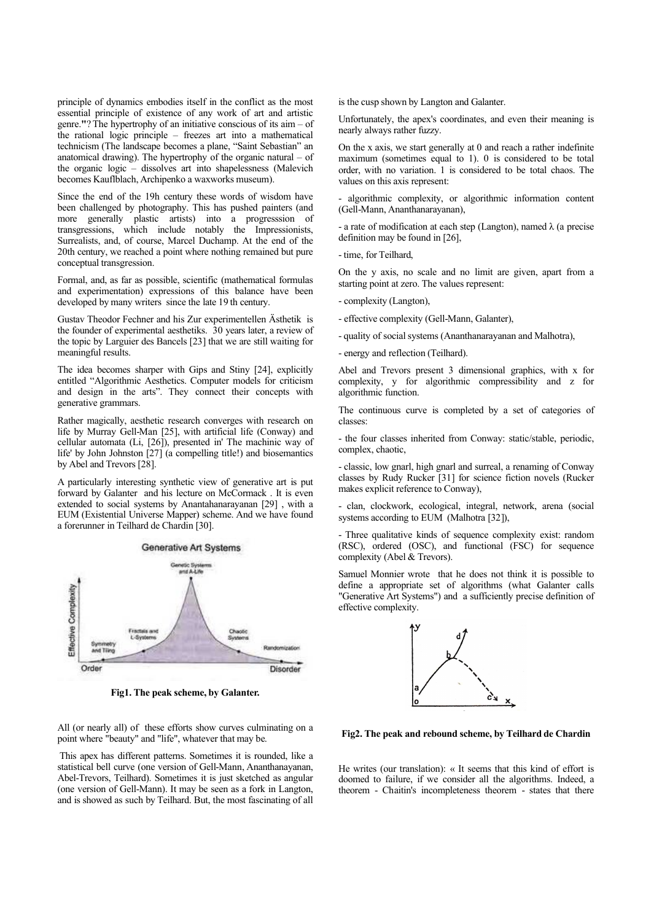principle of dynamics embodies itself in the conflict as the most essential principle of existence of any work of art and artistic genre."? The hypertrophy of an initiative conscious of its aim – of the rational logic principle – freezes art into a mathematical technicism (The landscape becomes a plane, "Saint Sebastian" an anatomical drawing). The hypertrophy of the organic natural – of the organic logic – dissolves art into shapelessness (Malevich becomes Kauflbach, Archipenko a waxworks museum).

Since the end of the 19h century these words of wisdom have been challenged by photography. This has pushed painters (and more generally plastic artists) into a progresssion of transgressions, which include notably the Impressionists, Surrealists, and, of course, Marcel Duchamp. At the end of the 20th century, we reached a point where nothing remained but pure conceptual transgression.

Formal, and, as far as possible, scientific (mathematical formulas and experimentation) expressions of this balance have been developed by many writers since the late 19 th century.

Gustav Theodor Fechner and his Zur experimentellen Ästhetik is the founder of experimental aesthetiks. 30 years later, a review of the topic by Larguier des Bancels [23] that we are still waiting for meaningful results.

The idea becomes sharper with Gips and Stiny [24], explicitly entitled "Algorithmic Aesthetics. Computer models for criticism and design in the arts". They connect their concepts with generative grammars.

Rather magically, aesthetic research converges with research on life by Murray Gell-Man [25], with artificial life (Conway) and cellular automata (Li, [26]), presented in' The machinic way of life' by John Johnston [27] (a compelling title!) and biosemantics by Abel and Trevors [28].

A particularly interesting synthetic view of generative art is put forward by Galanter and his lecture on McCormack . It is even extended to social systems by Anantahanarayanan [29] , with a EUM (Existential Universe Mapper) scheme. And we have found a forerunner in Teilhard de Chardin [30].

**Fig1. The peak scheme, by Galanter.**

All (or nearly all) of these efforts show curves culminating on a point where "beauty" and "life", whatever that may be.

This apex has different patterns. Sometimes it is rounded, like a statistical bell curve (one version of Gell-Mann, Ananthanayanan, Abel-Trevors, Teilhard). Sometimes it is just sketched as angular (one version of Gell-Mann). It may be seen as a fork in Langton, and is showed as such by Teilhard. But, the most fascinating of all is the cusp shown by Langton and Galanter.

Unfortunately, the apex's coordinates, and even their meaning is nearly always rather fuzzy.

On the x axis, we start generally at 0 and reach a rather indefinite maximum (sometimes equal to 1). 0 is considered to be total order, with no variation. 1 is considered to be total chaos. The values on this axis represent:

- algorithmic complexity, or algorithmic information content (Gell-Mann, Ananthanarayanan),
- a rate of modification at each step (Langton), named $\lambda$ (a precise definition may be found in [26],
- time, for Teilhard,

On the y axis, no scale and no limit are given, apart from a starting point at zero. The values represent:

- complexity (Langton),
- effective complexity (Gell-Mann, Galanter),
- quality of social systems (Ananthanarayanan and Malhotra),
- energy and reflection (Teilhard).

Abel and Trevors present 3 dimensional graphics, with x for complexity, y for algorithmic compressibility and z for algorithmic function.

The continuous curve is completed by a set of categories of classes:

- the four classes inherited from Conway: static/stable, periodic, complex, chaotic,
- classic, low gnarl, high gnarl and surreal, a renaming of Conway classes by Rudy Rucker [31] for science fiction novels (Rucker makes explicit reference to Conway),
- clan, clockwork, ecological, integral, network, arena (social systems according to EUM (Malhotra [32]),
- Three qualitative kinds of sequence complexity exist: random (RSC), ordered (OSC), and functional (FSC) for sequence complexity (Abel & Trevors).

Samuel Monnier wrote that he does not think it is possible to define a appropriate set of algorithms (what Galanter calls "Generative Art Systems") and a sufficiently precise definition of effective complexity.

**Fig2. The peak and rebound scheme, by Teilhard de Chardin**

He writes (our translation): « It seems that this kind of effort is doomed to failure, if we consider all the algorithms. Indeed, a theorem - Chaitin's incompleteness theorem - states that there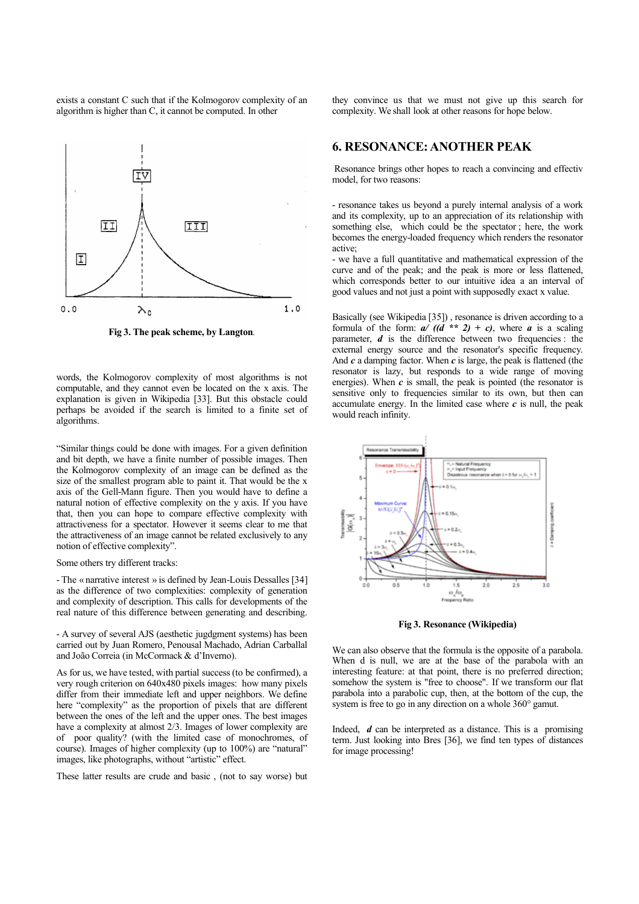exists a constant C such that if the Kolmogorov complexity of an algorithm is higher than C, it cannot be computed. In other words, the Kolmogorov complexity of most algorithms is not computable, and they cannot even be located on the x axis. The explanation is given in Wikipedia [33]. But this obstacle could perhaps be avoided if the search is limited to a finite set of algorithms.

**Fig 3. The peak scheme, by Langton**.

"Similar things could be done with images. For a given definition and bit depth, we have a finite number of possible images. Then the Kolmogorov complexity of an image can be defined as the size of the smallest program able to paint it. That would be the x axis of the Gell-Mann figure. Then you would have to define a natural notion of effective complexity on the y axis. If you have that, then you can hope to compare effective complexity with attractiveness for a spectator. However it seems clear to me that the attractiveness of an image cannot be related exclusively to any notion of effective complexity".

Some others try different tracks:

- The « narrative interest » is defined by Jean-Louis Dessalles [34] as the difference of two complexities: complexity of generation and complexity of description. This calls for developments of the real nature of this difference between generating and describing.

- A survey of several AJS (aesthetic jugdgment systems) has been carried out by Juan Romero, Penousal Machado, Adrian Carballal and João Correia (in McCormack & d'Inverno).

As for us, we have tested, with partial success (to be confirmed), a very rough criterion on 640x480 pixels images: how many pixels differ from their immediate left and upper neighbors. We define here "complexity" as the proportion of pixels that are different between the ones of the left and the upper ones. The best images have a complexity at almost 2/3. Images of lower complexity are of poor quality? (with the limited case of monochromes, of course). Images of higher complexity (up to 100%) are "natural" images, like photographs, without "artistic" effect.

These latter results are crude and basic , (not to say worse) but they convince us that we must not give up this search for complexity. We shall look at other reasons for hope below.

## 6. RESONANCE: ANOTHER PEAK

Resonance brings other hopes to reach a convincing and effectiv model, for two reasons:

- resonance takes us beyond a purely internal analysis of a work and its complexity, up to an appreciation of its relationship with something else, which could be the spectator ; here, the work becomes the energy-loaded frequency which renders the resonator active;
- we have a full quantitative and mathematical expression of the curve and of the peak; and the peak is more or less flattened, which corresponds better to our intuitive idea a an interval of good values and not just a point with supposedly exact x value.

Basically (see Wikipedia [35]) , resonance is driven according to a formula of the form: ***a/ ((d \*\* 2) + c)***, where ***a*** is a scaling parameter, ***d*** is the difference between two frequencies : the external energy source and the resonator's specific frequency. And ***c*** a damping factor. When ***c*** is large, the peak is flattened (the resonator is lazy, but responds to a wide range of moving energies). When ***c*** is small, the peak is pointed (the resonator is sensitive only to frequencies similar to its own, but then can accumulate energy. In the limited case where ***c*** is null, the peak would reach infinity.

**Fig 3. Resonance (Wikipedia)**

We can also observe that the formula is the opposite of a parabola. When d is null, we are at the base of the parabola with an interesting feature: at that point, there is no preferred direction; somehow the system is "free to choose". If we transform our flat parabola into a parabolic cup, then, at the bottom of the cup, the system is free to go in any direction on a whole 360° gamut.

Indeed, ***d*** can be interpreted as a distance. This is a promising term. Just looking into Bres [36], we find ten types of distances for image processing!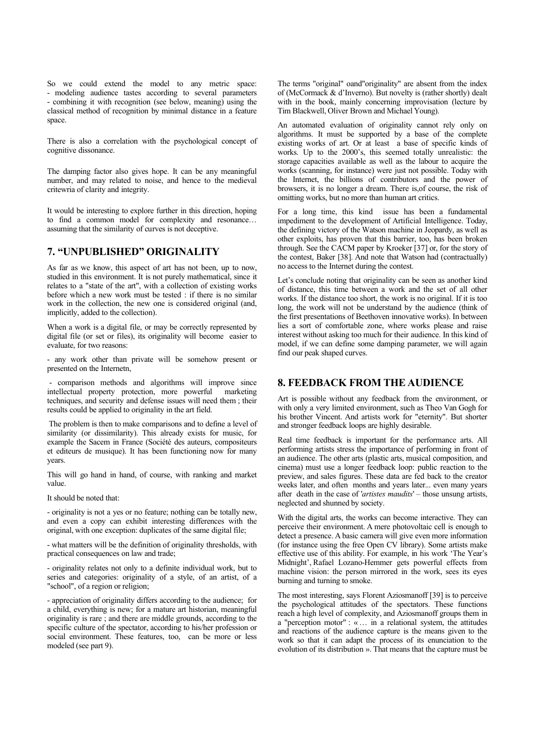So we could extend the model to any metric space:
- modeling audience tastes according to several parameters
- combining it with recognition (see below, meaning) using the classical method of recognition by minimal distance in a feature space.

There is also a correlation with the psychological concept of cognitive dissonance.

The damping factor also gives hope. It can be any meaningful number, and may related to noise, and hence to the medieval critewria of clarity and integrity.

It would be interesting to explore further in this direction, hoping to find a common model for complexity and resonance… assuming that the similarity of curves is not deceptive.

## 7. "UNPUBLISHED" ORIGINALITY

As far as we know, this aspect of art has not been, up to now, studied in this environment. It is not purely mathematical, since it relates to a "state of the art", with a collection of existing works before which a new work must be tested : if there is no similar work in the collection, the new one is considered original (and, implicitly, added to the collection).

When a work is a digital file, or may be correctly represented by digital file (or set or files), its originality will become easier to evaluate, for two reasons:

- any work other than private will be somehow present or presented on the Internetn,

- comparison methods and algorithms will improve since intellectual property protection, more powerful marketing techniques, and security and defense issues will need them ; their results could be applied to originality in the art field.

The problem is then to make comparisons and to define a level of similarity (or dissimilarity). This already exists for music, for example the Sacem in France (Société des auteurs, compositeurs et editeurs de musique). It has been functioning now for many years.

This will go hand in hand, of course, with ranking and market value.

It should be noted that:

- originality is not a yes or no feature; nothing can be totally new, and even a copy can exhibit interesting differences with the original, with one exception: duplicates of the same digital file;

- what matters will be the definition of originality thresholds, with practical consequences on law and trade;

- originality relates not only to a definite individual work, but to series and categories: originality of a style, of an artist, of a "school", of a region or religion;

- appreciation of originality differs according to the audience; for a child, everything is new; for a mature art historian, meaningful originality is rare ; and there are middle grounds, according to the specific culture of the spectator, according to his/her profession or social environment. These features, too, can be more or less modeled (see part 9).

The terms "original" oand"originality" are absent from the index of (McCormack & d'Inverno). But novelty is (rather shortly) dealt with in the book, mainly concerning improvisation (lecture by Tim Blackwell, Oliver Brown and Michael Young).

An automated evaluation of originality cannot rely only on algorithms. It must be supported by a base of the complete existing works of art. Or at least a base of specific kinds of works. Up to the 2000's, this seemed totally unrealistic: the storage capacities available as well as the labour to acquire the works (scanning, for instance) were just not possible. Today with the Internet, the billions of contributors and the power of browsers, it is no longer a dream. There is,of course, the risk of omitting works, but no more than human art critics.

For a long time, this kind issue has been a fundamental impediment to the development of Artificial Intelligence. Today, the defining victory of the Watson machine in Jeopardy, as well as other exploits, has proven that this barrier, too, has been broken through. See the CACM paper by Kroeker [37] or, for the story of the contest, Baker [38]. And note that Watson had (contractually) no access to the Internet during the contest.

Let's conclude noting that originality can be seen as another kind of distance, this time between a work and the set of all other works. If the distance too short, the work is no original. If it is too long, the work will not be understand by the audience (think of the first presentations of Beethoven innovative works). In between lies a sort of comfortable zone, where works please and raise interest without asking too much for their audience. In this kind of model, if we can define some damping parameter, we will again find our peak shaped curves.

## 8. FEEDBACK FROM THE AUDIENCE

Art is possible without any feedback from the environment, or with only a very limited environment, such as Theo Van Gogh for his brother Vincent. And artists work for "eternity". But shorter and stronger feedback loops are highly desirable.

Real time feedback is important for the performance arts. All performing artists stress the importance of performing in front of an audience. The other arts (plastic arts, musical composition, and cinema) must use a longer feedback loop: public reaction to the preview, and sales figures. These data are fed back to the creator weeks later, and often months and years later... even many years after death in the case of '*artistes maudits*' – those unsung artists, neglected and shunned by society.

With the digital arts, the works can become interactive. They can perceive their environment. A mere photovoltaic cell is enough to detect a presence. A basic camera will give even more information (for instance using the free Open CV library). Some artists make effective use of this ability. For example, in his work 'The Year's Midnight', Rafael Lozano-Hemmer gets powerful effects from machine vision: the person mirrored in the work, sees its eyes burning and turning to smoke.

The most interesting, says Florent Aziosmanoff [39] is to perceive the psychological attitudes of the spectators. These functions reach a high level of complexity, and Aziosmanoff groups them in a "perception motor" : « … in a relational system, the attitudes and reactions of the audience capture is the means given to the work so that it can adapt the process of its enunciation to the evolution of its distribution ». That means that the capture must be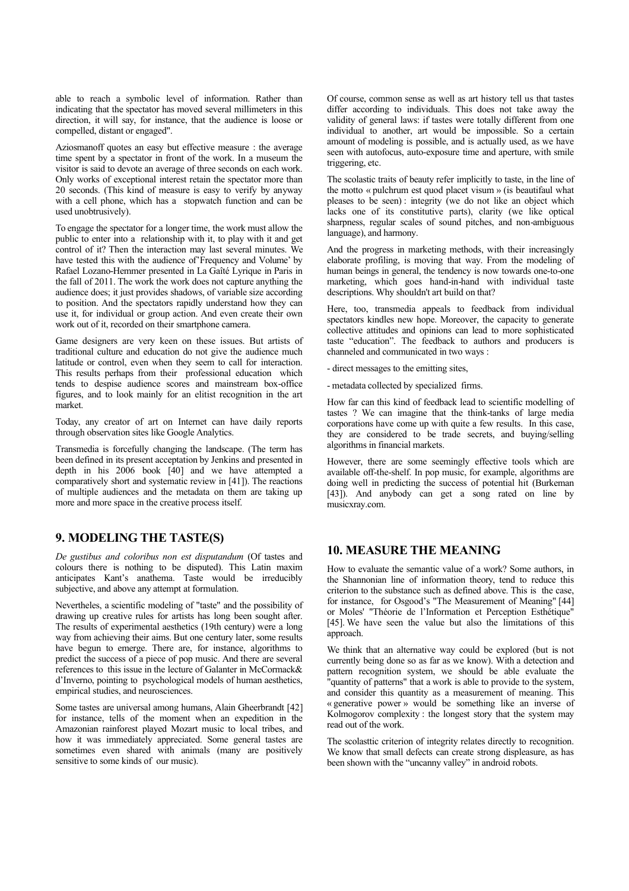able to reach a symbolic level of information. Rather than indicating that the spectator has moved several millimeters in this direction, it will say, for instance, that the audience is loose or compelled, distant or engaged".

Aziosmanoff quotes an easy but effective measure : the average time spent by a spectator in front of the work. In a museum the visitor is said to devote an average of three seconds on each work. Only works of exceptional interest retain the spectator more than 20 seconds. (This kind of measure is easy to verify by anyway with a cell phone, which has a stopwatch function and can be used unobtrusively).

To engage the spectator for a longer time, the work must allow the public to enter into a relationship with it, to play with it and get control of it? Then the interaction may last several minutes. We have tested this with the audience of'Frequency and Volume' by Rafael Lozano-Hemmer presented in La Gaîté Lyrique in Paris in the fall of 2011. The work the work does not capture anything the audience does; it just provides shadows, of variable size according to position. And the spectators rapidly understand how they can use it, for individual or group action. And even create their own work out of it, recorded on their smartphone camera.

Game designers are very keen on these issues. But artists of traditional culture and education do not give the audience much latitude or control, even when they seem to call for interaction. This results perhaps from their professional education which tends to despise audience scores and mainstream box-office figures, and to look mainly for an elitist recognition in the art market.

Today, any creator of art on Internet can have daily reports through observation sites like Google Analytics.

Transmedia is forcefully changing the landscape. (The term has been defined in its present acceptation by Jenkins and presented in depth in his 2006 book [40] and we have attempted a comparatively short and systematic review in [41]). The reactions of multiple audiences and the metadata on them are taking up more and more space in the creative process itself.

## 9. MODELING THE TASTE(S)

*De gustibus and coloribus non est disputandum* (Of tastes and colours there is nothing to be disputed). This Latin maxim anticipates Kant's anathema. Taste would be irreducibly subjective, and above any attempt at formulation.

Nevertheles, a scientific modeling of "taste" and the possibility of drawing up creative rules for artists has long been sought after. The results of experimental aesthetics (19th century) were a long way from achieving their aims. But one century later, some results have begun to emerge. There are, for instance, algorithms to predict the success of a piece of pop music. And there are several references to this issue in the lecture of Galanter in McCormack& d'Inverno, pointing to psychological models of human aesthetics, empirical studies, and neurosciences.

Some tastes are universal among humans, Alain Gheerbrandt [42] for instance, tells of the moment when an expedition in the Amazonian rainforest played Mozart music to local tribes, and how it was immediately appreciated. Some general tastes are sometimes even shared with animals (many are positively sensitive to some kinds of our music).

Of course, common sense as well as art history tell us that tastes differ according to individuals. This does not take away the validity of general laws: if tastes were totally different from one individual to another, art would be impossible. So a certain amount of modeling is possible, and is actually used, as we have seen with autofocus, auto-exposure time and aperture, with smile triggering, etc.

The scolastic traits of beauty refer implicitly to taste, in the line of the motto « pulchrum est quod placet visum » (is beautifaul what pleases to be seen) : integrity (we do not like an object which lacks one of its constitutive parts), clarity (we like optical sharpness, regular scales of sound pitches, and non-ambiguous language), and harmony.

And the progress in marketing methods, with their increasingly elaborate profiling, is moving that way. From the modeling of human beings in general, the tendency is now towards one-to-one marketing, which goes hand-in-hand with individual taste descriptions. Why shouldn't art build on that?

Here, too, transmedia appeals to feedback from individual spectators kindles new hope. Moreover, the capacity to generate collective attitudes and opinions can lead to more sophisticated taste "education". The feedback to authors and producers is channeled and communicated in two ways :

- direct messages to the emitting sites,

- metadata collected by specialized firms.

How far can this kind of feedback lead to scientific modelling of tastes ? We can imagine that the think-tanks of large media corporations have come up with quite a few results. In this case, they are considered to be trade secrets, and buying/selling algorithms in financial markets.

However, there are some seemingly effective tools which are available off-the-shelf. In pop music, for example, algorithms are doing well in predicting the success of potential hit (Burkeman [43]). And anybody can get a song rated on line by musicxray.com.

## 10. MEASURE THE MEANING

How to evaluate the semantic value of a work? Some authors, in the Shannonian line of information theory, tend to reduce this criterion to the substance such as defined above. This is the case, for instance, for Osgood's "The Measurement of Meaning" [44] or Moles' "Théorie de l'Information et Perception Esthétique" [45]. We have seen the value but also the limitations of this approach.

We think that an alternative way could be explored (but is not currently being done so as far as we know). With a detection and pattern recognition system, we should be able evaluate the "quantity of patterns" that a work is able to provide to the system, and consider this quantity as a measurement of meaning. This « generative power » would be something like an inverse of Kolmogorov complexity : the longest story that the system may read out of the work.

The scolasttic criterion of integrity relates directly to recognition. We know that small defects can create strong displeasure, as has been shown with the "uncanny valley" in android robots.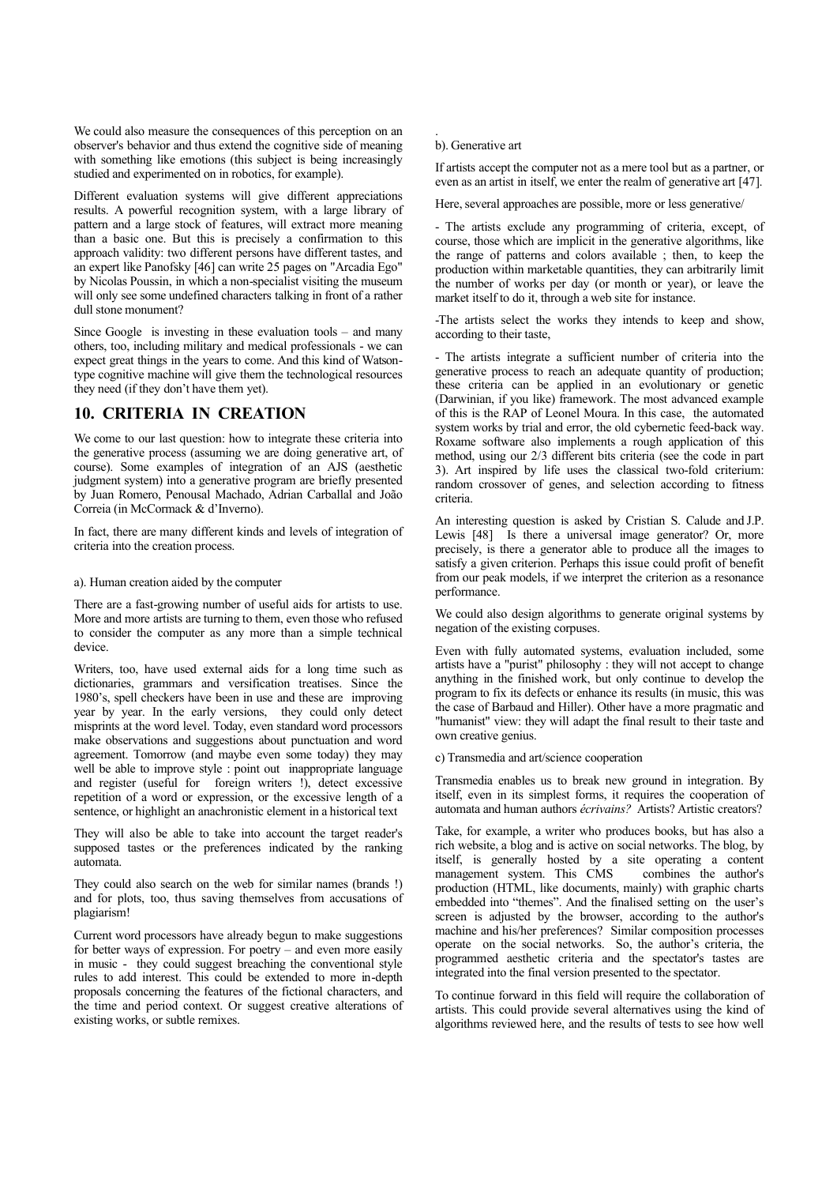We could also measure the consequences of this perception on an observer's behavior and thus extend the cognitive side of meaning with something like emotions (this subject is being increasingly studied and experimented on in robotics, for example).

Different evaluation systems will give different appreciations results. A powerful recognition system, with a large library of pattern and a large stock of features, will extract more meaning than a basic one. But this is precisely a confirmation to this approach validity: two different persons have different tastes, and an expert like Panofsky [46] can write 25 pages on "Arcadia Ego" by Nicolas Poussin, in which a non-specialist visiting the museum will only see some undefined characters talking in front of a rather dull stone monument?

Since Google is investing in these evaluation tools – and many others, too, including military and medical professionals - we can expect great things in the years to come. And this kind of Watson-type cognitive machine will give them the technological resources they need (if they don't have them yet).

## 10. CRITERIA IN CREATION

We come to our last question: how to integrate these criteria into the generative process (assuming we are doing generative art, of course). Some examples of integration of an AJS (aesthetic judgment system) into a generative program are briefly presented by Juan Romero, Penousal Machado, Adrian Carballal and João Correia (in McCormack & d'Inverno).

In fact, there are many different kinds and levels of integration of criteria into the creation process.

a). Human creation aided by the computer

There are a fast-growing number of useful aids for artists to use. More and more artists are turning to them, even those who refused to consider the computer as any more than a simple technical device.

Writers, too, have used external aids for a long time such as dictionaries, grammars and versification treatises. Since the 1980's, spell checkers have been in use and these are improving year by year. In the early versions, they could only detect misprints at the word level. Today, even standard word processors make observations and suggestions about punctuation and word agreement. Tomorrow (and maybe even some today) they may well be able to improve style : point out inappropriate language and register (useful for foreign writers !), detect excessive repetition of a word or expression, or the excessive length of a sentence, or highlight an anachronistic element in a historical text

They will also be able to take into account the target reader's supposed tastes or the preferences indicated by the ranking automata.

They could also search on the web for similar names (brands !) and for plots, too, thus saving themselves from accusations of plagiarism!

Current word processors have already begun to make suggestions for better ways of expression. For poetry – and even more easily in music - they could suggest breaching the conventional style rules to add interest. This could be extended to more in-depth proposals concerning the features of the fictional characters, and the time and period context. Or suggest creative alterations of existing works, or subtle remixes.

b). Generative art

If artists accept the computer not as a mere tool but as a partner, or even as an artist in itself, we enter the realm of generative art [47].

Here, several approaches are possible, more or less generative/

- The artists exclude any programming of criteria, except, of course, those which are implicit in the generative algorithms, like the range of patterns and colors available ; then, to keep the production within marketable quantities, they can arbitrarily limit the number of works per day (or month or year), or leave the market itself to do it, through a web site for instance.

-The artists select the works they intends to keep and show, according to their taste,

- The artists integrate a sufficient number of criteria into the generative process to reach an adequate quantity of production; these criteria can be applied in an evolutionary or genetic (Darwinian, if you like) framework. The most advanced example of this is the RAP of Leonel Moura. In this case, the automated system works by trial and error, the old cybernetic feed-back way. Roxame software also implements a rough application of this method, using our 2/3 different bits criteria (see the code in part 3). Art inspired by life uses the classical two-fold criterium: random crossover of genes, and selection according to fitness criteria.

An interesting question is asked by Cristian S. Calude and J.P. Lewis [48] Is there a universal image generator? Or, more precisely, is there a generator able to produce all the images to satisfy a given criterion. Perhaps this issue could profit of benefit from our peak models, if we interpret the criterion as a resonance performance.

We could also design algorithms to generate original systems by negation of the existing corpuses.

Even with fully automated systems, evaluation included, some artists have a "purist" philosophy : they will not accept to change anything in the finished work, but only continue to develop the program to fix its defects or enhance its results (in music, this was the case of Barbaud and Hiller). Other have a more pragmatic and "humanist" view: they will adapt the final result to their taste and own creative genius.

c) Transmedia and art/science cooperation

Transmedia enables us to break new ground in integration. By itself, even in its simplest forms, it requires the cooperation of automata and human authors *écrivains?* Artists? Artistic creators?

Take, for example, a writer who produces books, but has also a rich website, a blog and is active on social networks. The blog, by itself, is generally hosted by a site operating a content management system. This CMS combines the author's production (HTML, like documents, mainly) with graphic charts embedded into "themes". And the finalised setting on the user's screen is adjusted by the browser, according to the author's machine and his/her preferences? Similar composition processes operate on the social networks. So, the author's criteria, the programmed aesthetic criteria and the spectator's tastes are integrated into the final version presented to the spectator.

To continue forward in this field will require the collaboration of artists. This could provide several alternatives using the kind of algorithms reviewed here, and the results of tests to see how well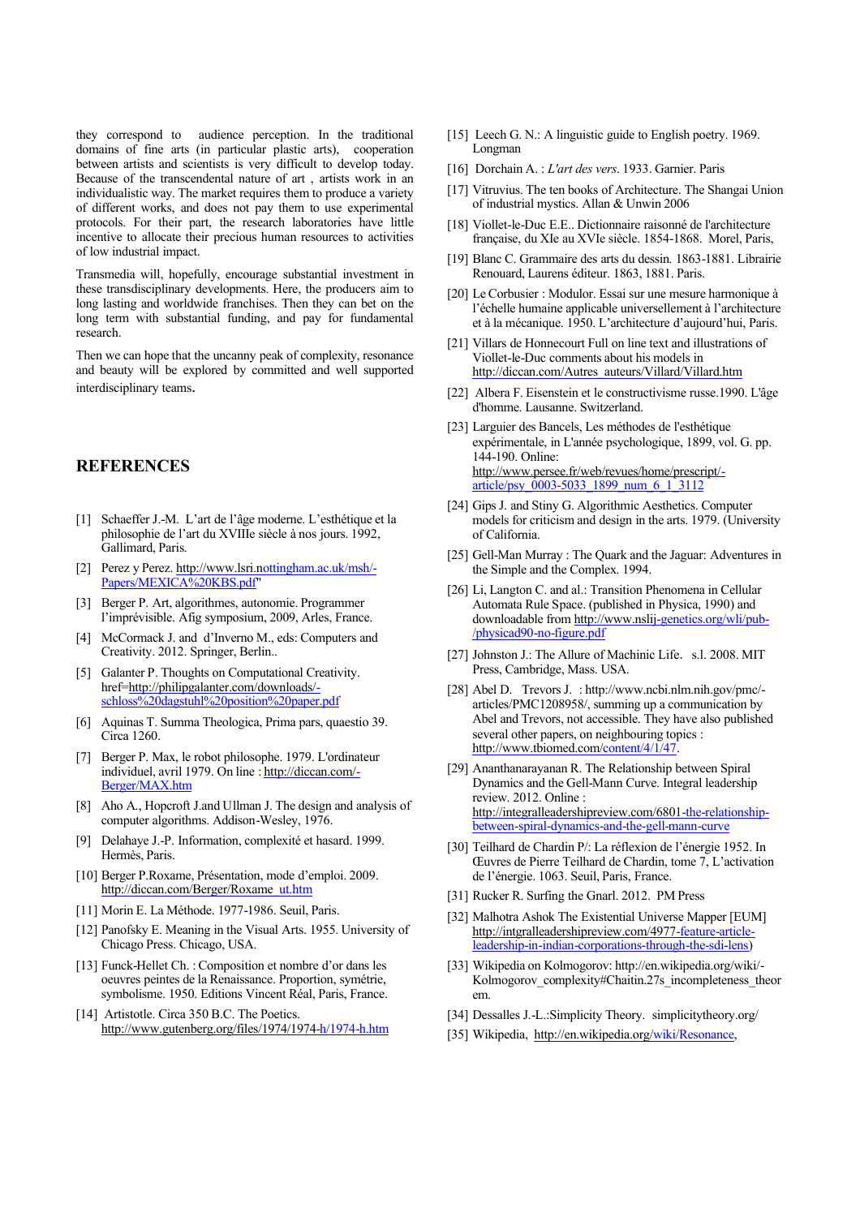they correspond to audience perception. In the traditional domains of fine arts (in particular plastic arts), cooperation between artists and scientists is very difficult to develop today. Because of the transcendental nature of art , artists work in an individualistic way. The market requires them to produce a variety of different works, and does not pay them to use experimental protocols. For their part, the research laboratories have little incentive to allocate their precious human resources to activities of low industrial impact.

Transmedia will, hopefully, encourage substantial investment in these transdisciplinary developments. Here, the producers aim to long lasting and worldwide franchises. Then they can bet on the long term with substantial funding, and pay for fundamental research.

Then we can hope that the uncanny peak of complexity, resonance and beauty will be explored by committed and well supported interdisciplinary teams.

## REFERENCES

[1] Schaeffer J.-M. L'art de l'âge moderne. L'esthétique et la philosophie de l'art du XVIIIe siècle à nos jours. 1992, Gallimard, Paris.

[2] Perez y Perez. http://www.lsri.nottingham.ac.uk/msh/-Papers/MEXICA%20KBS.pdf"

[3] Berger P. Art, algorithmes, autonomie. Programmer l'imprévisible. Afig symposium, 2009, Arles, France.

[4] McCormack J. and d'Inverno M., eds: Computers and Creativity. 2012. Springer, Berlin..

[5] Galanter P. Thoughts on Computational Creativity. href=http://philipgalanter.com/downloads/-schloss%20dagstuhl%20position%20paper.pdf

[6] Aquinas T. Summa Theologica, Prima pars, quaestio 39. Circa 1260.

[7] Berger P. Max, le robot philosophe. 1979. L'ordinateur individuel, avril 1979. On line : http://diccan.com/-Berger/MAX.htm

[8] Aho A., Hopcroft J.and Ullman J. The design and analysis of computer algorithms. Addison-Wesley, 1976.

[9] Delahaye J.-P. Information, complexité et hasard. 1999. Hermès, Paris.

[10] Berger P.Roxame, Présentation, mode d'emploi. 2009. http://diccan.com/Berger/Roxame_ut.htm

[11] Morin E. La Méthode. 1977-1986. Seuil, Paris.

[12] Panofsky E. Meaning in the Visual Arts. 1955. University of Chicago Press. Chicago, USA.

[13] Funck-Hellet Ch. : Composition et nombre d'or dans les oeuvres peintes de la Renaissance. Proportion, symétrie, symbolisme. 1950. Editions Vincent Réal, Paris, France.

[14] Artistotle. Circa 350 B.C. The Poetics. http://www.gutenberg.org/files/1974/1974-h/1974-h.htm

[15] Leech G. N.: A linguistic guide to English poetry. 1969. Longman

[16] Dorchain A. : *L'art des vers*. 1933. Garnier. Paris

[17] Vitruvius. The ten books of Architecture. The Shangai Union of industrial mystics. Allan & Unwin 2006

[18] Viollet-le-Duc E.E.. Dictionnaire raisonné de l'architecture française, du XIe au XVIe siècle. 1854-1868. Morel, Paris,

[19] Blanc C. Grammaire des arts du dessin. 1863-1881. Librairie Renouard, Laurens éditeur. 1863, 1881. Paris.

[20] Le Corbusier : Modulor. Essai sur une mesure harmonique à l'échelle humaine applicable universellement à l'architecture et à la mécanique. 1950. L'architecture d'aujourd'hui, Paris.

[21] Villars de Honnecourt Full on line text and illustrations of Viollet-le-Duc comments about his models in http://diccan.com/Autres_auteurs/Villard/Villard.htm

[22] Albera F. Eisenstein et le constructivisme russe.1990. L'âge d'homme. Lausanne. Switzerland.

[23] Larguier des Bancels, Les méthodes de l'esthétique expérimentale, in L'année psychologique, 1899, vol. G. pp. 144-190. Online: http://www.persee.fr/web/revues/home/prescript/-article/psy_0003-5033_1899_num_6_1_3112

[24] Gips J. and Stiny G. Algorithmic Aesthetics. Computer models for criticism and design in the arts. 1979. (University of California.

[25] Gell-Man Murray : The Quark and the Jaguar: Adventures in the Simple and the Complex. 1994.

[26] Li, Langton C. and al.: Transition Phenomena in Cellular Automata Rule Space. (published in Physica, 1990) and downloadable from http://www.nslij-genetics.org/wli/pub-/physicad90-no-figure.pdf

[27] Johnston J.: The Allure of Machinic Life. s.l. 2008. MIT Press, Cambridge, Mass. USA.

[28] Abel D. Trevors J. : http://www.ncbi.nlm.nih.gov/pmc/-articles/PMC1208958/, summing up a communication by Abel and Trevors, not accessible. They have also published several other papers, on neighbouring topics : http://www.tbiomed.com/content/4/1/47.

[29] Ananthanarayanan R. The Relationship between Spiral Dynamics and the Gell-Mann Curve. Integral leadership review. 2012. Online : http://integralleadershipreview.com/6801-the-relationship-between-spiral-dynamics-and-the-gell-mann-curve

[30] Teilhard de Chardin P/: La réflexion de l'énergie 1952. In Œuvres de Pierre Teilhard de Chardin, tome 7, L'activation de l'énergie. 1063. Seuil, Paris, France.

[31] Rucker R. Surfing the Gnarl. 2012. PM Press

[32] Malhotra Ashok The Existential Universe Mapper [EUM] http://intgralleadershipreview.com/4977-feature-article-leadership-in-indian-corporations-through-the-sdi-lens)

[33] Wikipedia on Kolmogorov: http://en.wikipedia.org/wiki/-Kolmogorov_complexity#Chaitin.27s_incompleteness_theorem.

[34] Dessalles J.-L.:Simplicity Theory. simplicitytheory.org/

[35] Wikipedia, http://en.wikipedia.org/wiki/Resonance,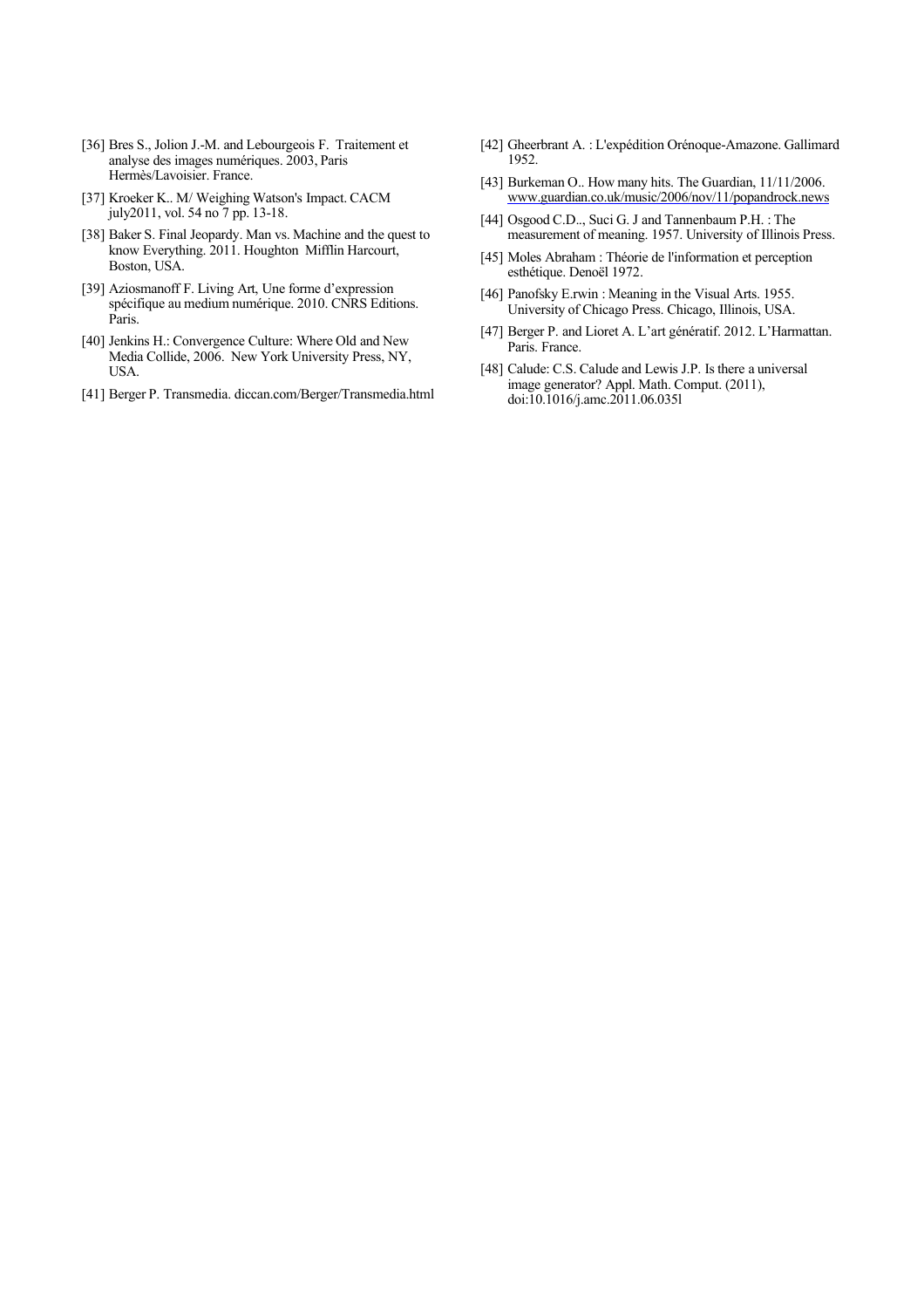[36] Bres S., Jolion J.-M. and Lebourgeois F. Traitement et analyse des images numériques. 2003, Paris Hermès/Lavoisier. France.

[37] Kroeker K.. M/ Weighing Watson's Impact. CACM july2011, vol. 54 no 7 pp. 13-18.

[38] Baker S. Final Jeopardy. Man vs. Machine and the quest to know Everything. 2011. Houghton Mifflin Harcourt, Boston, USA.

[39] Aziosmanoff F. Living Art, Une forme d'expression spécifique au medium numérique. 2010. CNRS Editions. Paris.

[40] Jenkins H.: Convergence Culture: Where Old and New Media Collide, 2006. New York University Press, NY, USA.

[41] Berger P. Transmedia. diccan.com/Berger/Transmedia.html

[42] Gheerbrant A. : L'expédition Orénoque-Amazone. Gallimard 1952.

[43] Burkeman O.. How many hits. The Guardian, 11/11/2006. www.guardian.co.uk/music/2006/nov/11/popandrock.news

[44] Osgood C.D.., Suci G. J and Tannenbaum P.H. : The measurement of meaning. 1957. University of Illinois Press.

[45] Moles Abraham : Théorie de l'information et perception esthétique. Denoël 1972.

[46] Panofsky E.rwin : Meaning in the Visual Arts. 1955. University of Chicago Press. Chicago, Illinois, USA.

[47] Berger P. and Lioret A. L'art génératif. 2012. L'Harmattan. Paris. France.

[48] Calude: C.S. Calude and Lewis J.P. Is there a universal image generator? Appl. Math. Comput. (2011), doi:10.1016/j.amc.2011.06.035l